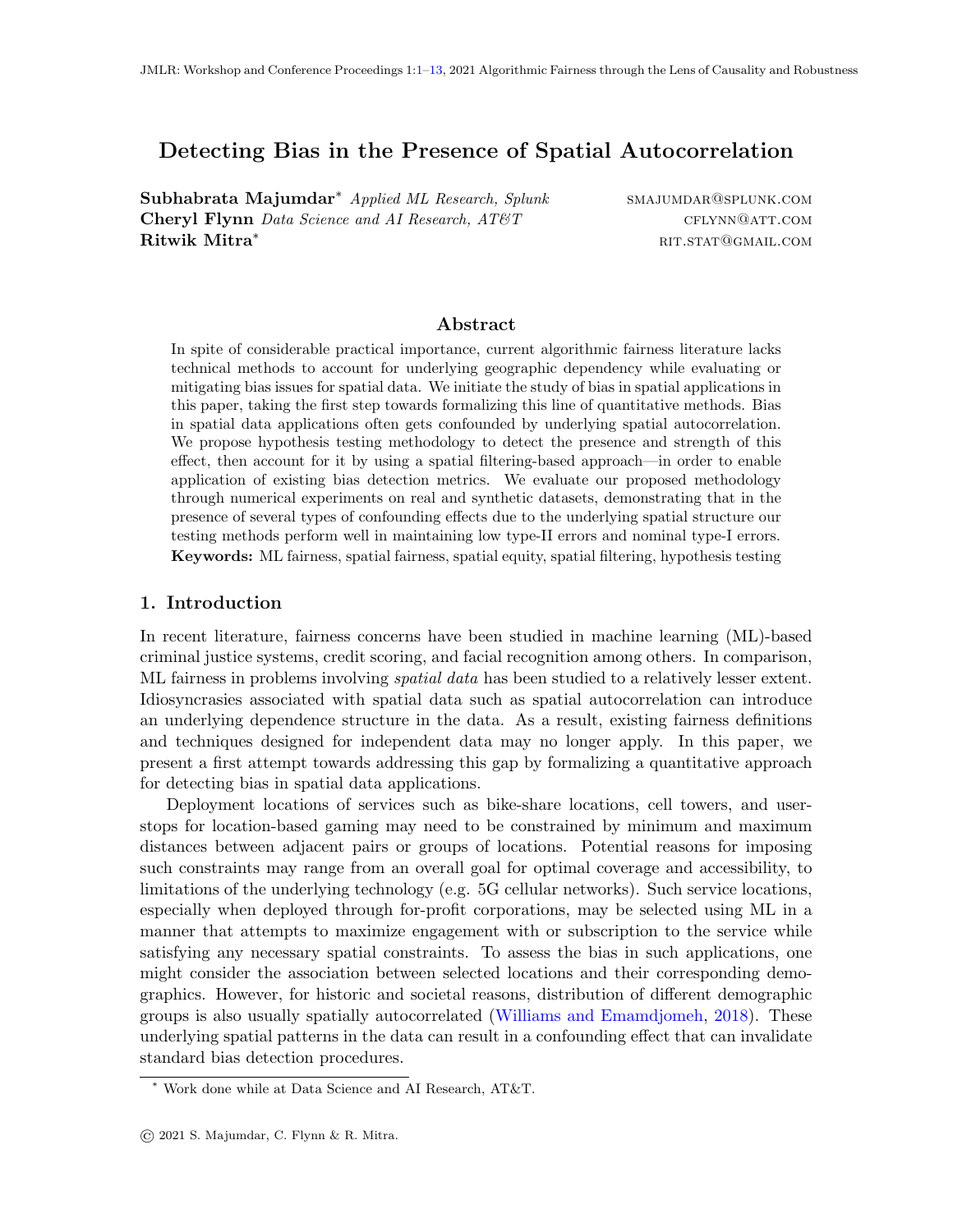# Detecting Bias in the Presence of Spatial Autocorrelation

**Subhabrata Majumdar*** *Applied ML Research, Splunk* SMAJUMDAR@SPLUNK.COM
**Cheryl Flynn** *Data Science and AI Research, AT&T* CFLYNN@ATT.COM
**Ritwik Mitra*** RIT.STAT@GMAIL.COM

## Abstract

In spite of considerable practical importance, current algorithmic fairness literature lacks technical methods to account for underlying geographic dependency while evaluating or mitigating bias issues for spatial data. We initiate the study of bias in spatial applications in this paper, taking the first step towards formalizing this line of quantitative methods. Bias in spatial data applications often gets confounded by underlying spatial autocorrelation. We propose hypothesis testing methodology to detect the presence and strength of this effect, then account for it by using a spatial filtering-based approach—in order to enable application of existing bias detection metrics. We evaluate our proposed methodology through numerical experiments on real and synthetic datasets, demonstrating that in the presence of several types of confounding effects due to the underlying spatial structure our testing methods perform well in maintaining low type-II errors and nominal type-I errors.

**Keywords:** ML fairness, spatial fairness, spatial equity, spatial filtering, hypothesis testing

## 1. Introduction

In recent literature, fairness concerns have been studied in machine learning (ML)-based criminal justice systems, credit scoring, and facial recognition among others. In comparison, ML fairness in problems involving *spatial data* has been studied to a relatively lesser extent. Idiosyncrasies associated with spatial data such as spatial autocorrelation can introduce an underlying dependence structure in the data. As a result, existing fairness definitions and techniques designed for independent data may no longer apply. In this paper, we present a first attempt towards addressing this gap by formalizing a quantitative approach for detecting bias in spatial data applications.

Deployment locations of services such as bike-share locations, cell towers, and user-stops for location-based gaming may need to be constrained by minimum and maximum distances between adjacent pairs or groups of locations. Potential reasons for imposing such constraints may range from an overall goal for optimal coverage and accessibility, to limitations of the underlying technology (e.g. 5G cellular networks). Such service locations, especially when deployed through for-profit corporations, may be selected using ML in a manner that attempts to maximize engagement with or subscription to the service while satisfying any necessary spatial constraints. To assess the bias in such applications, one might consider the association between selected locations and their corresponding demographics. However, for historic and societal reasons, distribution of different demographic groups is also usually spatially autocorrelated (Williams and Emamdjomeh, 2018). These underlying spatial patterns in the data can result in a confounding effect that can invalidate standard bias detection procedures.

* Work done while at Data Science and AI Research, AT&T.

© 2021 S. Majumdar, C. Flynn & R. Mitra.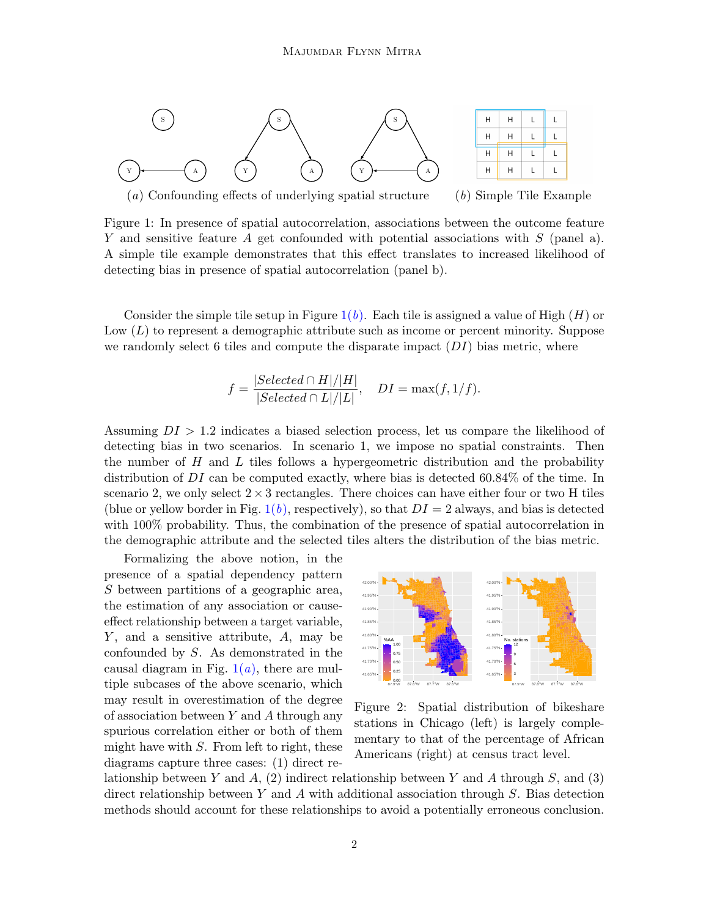(a) Confounding effects of underlying spatial structure

(b) Simple Tile Example

Figure 1: In presence of spatial autocorrelation, associations between the outcome feature $Y$ and sensitive feature $A$ get confounded with potential associations with $S$ (panel a). A simple tile example demonstrates that this effect translates to increased likelihood of detecting bias in presence of spatial autocorrelation (panel b).

Consider the simple tile setup in Figure 1(b). Each tile is assigned a value of High ($H$) or Low ($L$) to represent a demographic attribute such as income or percent minority. Suppose we randomly select 6 tiles and compute the disparate impact ($DI$) bias metric, where

$$f = \frac{|Selected \cap H|/|H|}{|Selected \cap L|/|L|}, \quad DI = \max(f, 1/f).$$

Assuming $DI > 1.2$ indicates a biased selection process, let us compare the likelihood of detecting bias in two scenarios. In scenario 1, we impose no spatial constraints. Then the number of $H$ and $L$ tiles follows a hypergeometric distribution and the probability distribution of $DI$ can be computed exactly, where bias is detected 60.84% of the time. In scenario 2, we only select $2 \times 3$ rectangles. There choices can have either four or two H tiles (blue or yellow border in Fig. 1(b), respectively), so that $DI = 2$ always, and bias is detected with 100% probability. Thus, the combination of the presence of spatial autocorrelation in the demographic attribute and the selected tiles alters the distribution of the bias metric.

Formalizing the above notion, in the presence of a spatial dependency pattern $S$ between partitions of a geographic area, the estimation of any association or cause-effect relationship between a target variable, $Y$, and a sensitive attribute, $A$, may be confounded by $S$. As demonstrated in the causal diagram in Fig. 1(a), there are multiple subcases of the above scenario, which may result in overestimation of the degree of association between $Y$ and $A$ through any spurious correlation either or both of them might have with $S$. From left to right, these diagrams capture three cases: (1) direct relationship between $Y$ and $A$, (2) indirect relationship between $Y$ and $A$ through $S$, and (3) direct relationship between $Y$ and $A$ with additional association through $S$. Bias detection methods should account for these relationships to avoid a potentially erroneous conclusion.

Figure 2: Spatial distribution of bikeshare stations in Chicago (left) is largely complementary to that of the percentage of African Americans (right) at census tract level.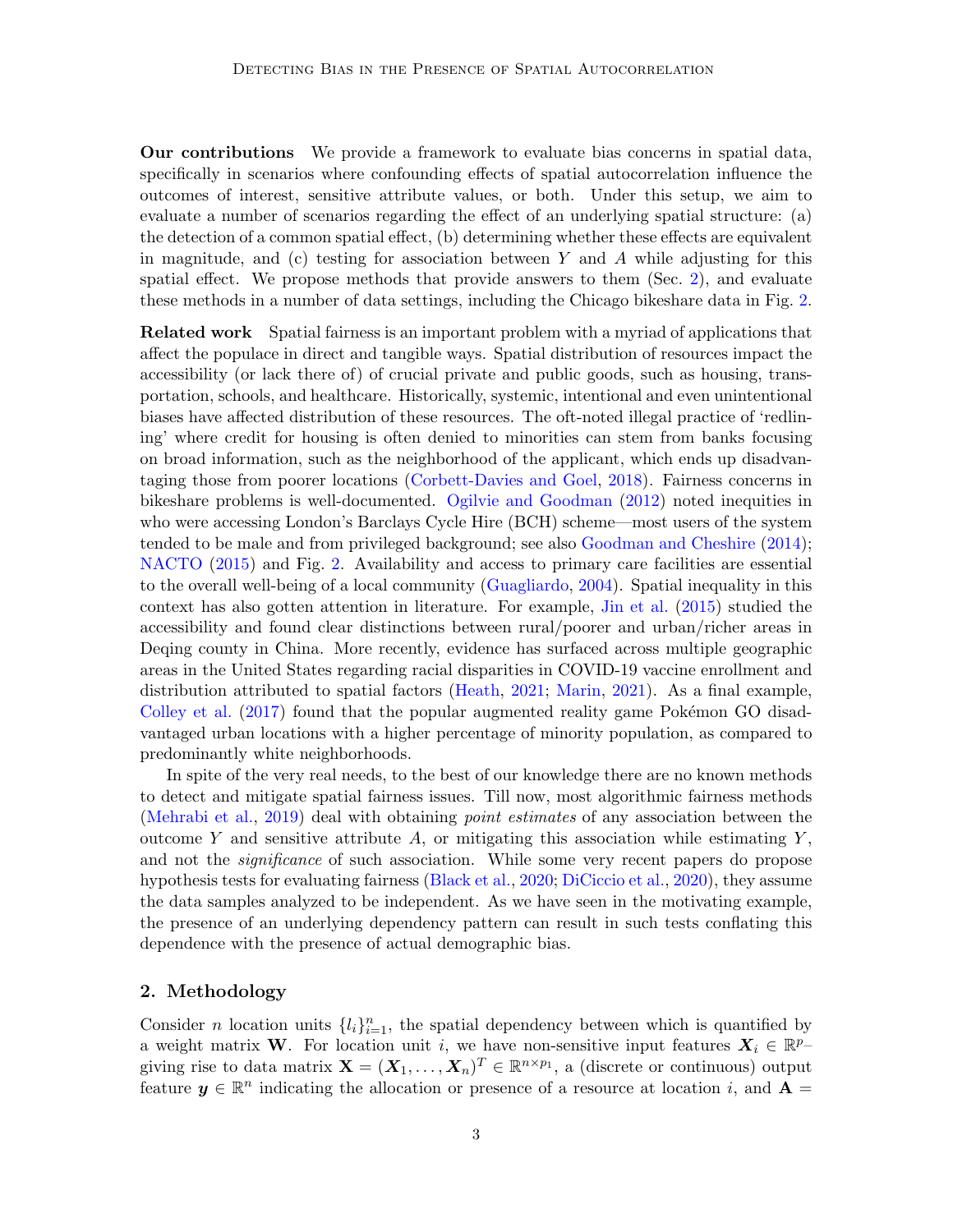**Our contributions** We provide a framework to evaluate bias concerns in spatial data, specifically in scenarios where confounding effects of spatial autocorrelation influence the outcomes of interest, sensitive attribute values, or both. Under this setup, we aim to evaluate a number of scenarios regarding the effect of an underlying spatial structure: (a) the detection of a common spatial effect, (b) determining whether these effects are equivalent in magnitude, and (c) testing for association between $Y$ and $A$ while adjusting for this spatial effect. We propose methods that provide answers to them (Sec. 2), and evaluate these methods in a number of data settings, including the Chicago bikeshare data in Fig. 2.

**Related work** Spatial fairness is an important problem with a myriad of applications that affect the populace in direct and tangible ways. Spatial distribution of resources impact the accessibility (or lack there of) of crucial private and public goods, such as housing, transportation, schools, and healthcare. Historically, systemic, intentional and even unintentional biases have affected distribution of these resources. The oft-noted illegal practice of 'redlining' where credit for housing is often denied to minorities can stem from banks focusing on broad information, such as the neighborhood of the applicant, which ends up disadvantaging those from poorer locations (Corbett-Davies and Goel, 2018). Fairness concerns in bikeshare problems is well-documented. Ogilvie and Goodman (2012) noted inequities in who were accessing London's Barclays Cycle Hire (BCH) scheme—most users of the system tended to be male and from privileged background; see also Goodman and Cheshire (2014); NACTO (2015) and Fig. 2. Availability and access to primary care facilities are essential to the overall well-being of a local community (Guagliardo, 2004). Spatial inequality in this context has also gotten attention in literature. For example, Jin et al. (2015) studied the accessibility and found clear distinctions between rural/poorer and urban/richer areas in Deqing county in China. More recently, evidence has surfaced across multiple geographic areas in the United States regarding racial disparities in COVID-19 vaccine enrollment and distribution attributed to spatial factors (Heath, 2021; Marin, 2021). As a final example, Colley et al. (2017) found that the popular augmented reality game Pokémon GO disadvantaged urban locations with a higher percentage of minority population, as compared to predominantly white neighborhoods.

In spite of the very real needs, to the best of our knowledge there are no known methods to detect and mitigate spatial fairness issues. Till now, most algorithmic fairness methods (Mehrabi et al., 2019) deal with obtaining *point estimates* of any association between the outcome $Y$ and sensitive attribute $A$, or mitigating this association while estimating $Y$, and not the *significance* of such association. While some very recent papers do propose hypothesis tests for evaluating fairness (Black et al., 2020; DiCiccio et al., 2020), they assume the data samples analyzed to be independent. As we have seen in the motivating example, the presence of an underlying dependency pattern can result in such tests conflating this dependence with the presence of actual demographic bias.

## 2. Methodology

Consider $n$ location units $\{l_i\}_{i=1}^n$, the spatial dependency between which is quantified by a weight matrix $\mathbf{W}$. For location unit $i$, we have non-sensitive input features $\boldsymbol{X}_i \in \mathbb{R}^p$– giving rise to data matrix $\mathbf{X} = (\boldsymbol{X}_1, \ldots, \boldsymbol{X}_n)^T \in \mathbb{R}^{n \times p_1}$, a (discrete or continuous) output feature $\boldsymbol{y} \in \mathbb{R}^n$ indicating the allocation or presence of a resource at location $i$, and $\mathbf{A} =$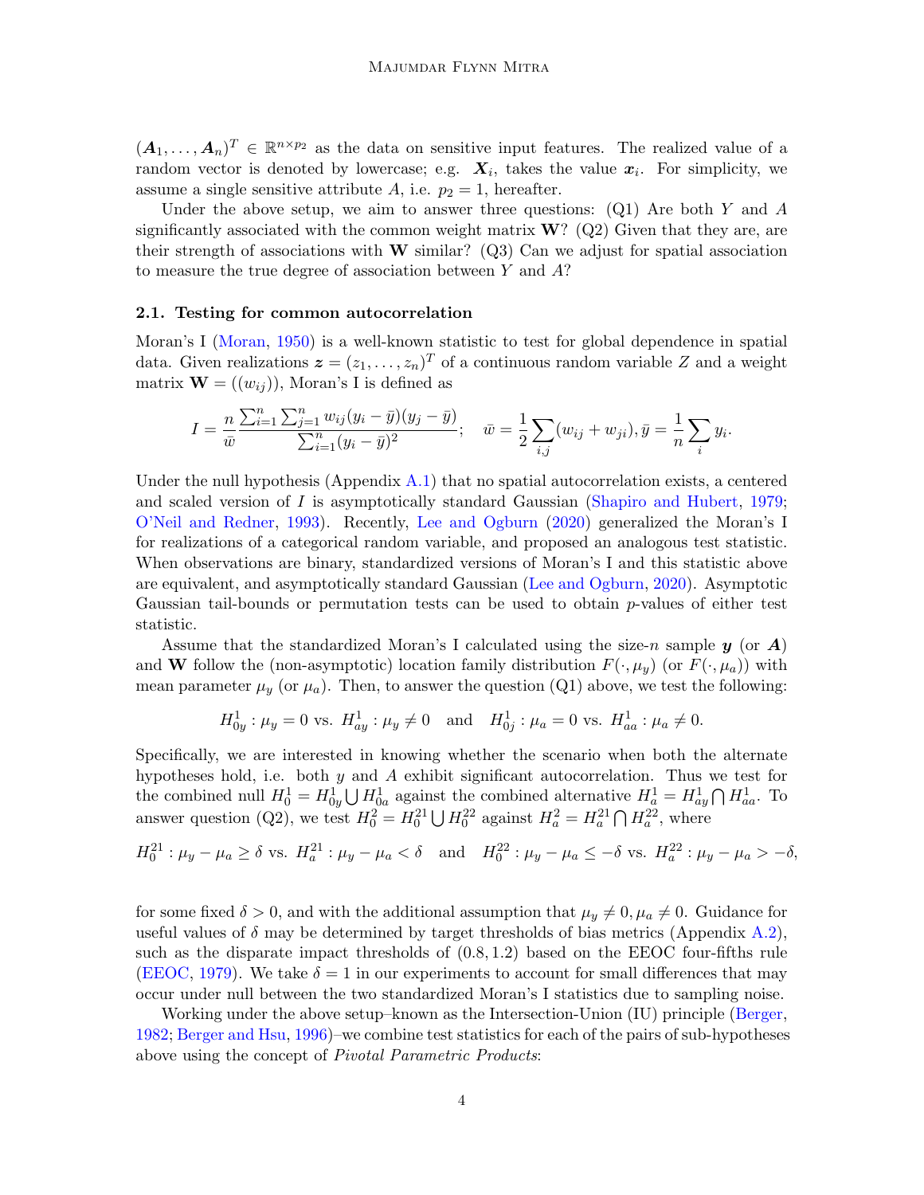$(\boldsymbol{A}_1, \ldots, \boldsymbol{A}_n)^T \in \mathbb{R}^{n \times p_2}$ as the data on sensitive input features. The realized value of a random vector is denoted by lowercase; e.g. $\boldsymbol{X}_i$, takes the value $\boldsymbol{x}_i$. For simplicity, we assume a single sensitive attribute $A$, i.e. $p_2 = 1$, hereafter.

Under the above setup, we aim to answer three questions: (Q1) Are both $Y$ and $A$ significantly associated with the common weight matrix $\mathbf{W}$? (Q2) Given that they are, are their strength of associations with $\mathbf{W}$ similar? (Q3) Can we adjust for spatial association to measure the true degree of association between $Y$ and $A$?

### 2.1. Testing for common autocorrelation

Moran's I (Moran, 1950) is a well-known statistic to test for global dependence in spatial data. Given realizations $\boldsymbol{z} = (z_1, \ldots, z_n)^T$ of a continuous random variable $Z$ and a weight matrix $\mathbf{W} = ((w_{ij}))$, Moran's I is defined as

$$I = \frac{n}{\bar{w}} \frac{\sum_{i=1}^n \sum_{j=1}^n w_{ij}(y_i - \bar{y})(y_j - \bar{y})}{\sum_{i=1}^n (y_i - \bar{y})^2}; \quad \bar{w} = \frac{1}{2} \sum_{i,j} (w_{ij} + w_{ji}), \bar{y} = \frac{1}{n} \sum_i y_i.$$

Under the null hypothesis (Appendix A.1) that no spatial autocorrelation exists, a centered and scaled version of $I$ is asymptotically standard Gaussian (Shapiro and Hubert, 1979; O'Neil and Redner, 1993). Recently, Lee and Ogburn (2020) generalized the Moran's I for realizations of a categorical random variable, and proposed an analogous test statistic. When observations are binary, standardized versions of Moran's I and this statistic above are equivalent, and asymptotically standard Gaussian (Lee and Ogburn, 2020). Asymptotic Gaussian tail-bounds or permutation tests can be used to obtain $p$-values of either test statistic.

Assume that the standardized Moran's I calculated using the size-$n$ sample $\boldsymbol{y}$ (or $\boldsymbol{A}$) and $\mathbf{W}$ follow the (non-asymptotic) location family distribution $F(\cdot, \mu_y)$ (or $F(\cdot, \mu_a)$) with mean parameter $\mu_y$ (or $\mu_a$). Then, to answer the question (Q1) above, we test the following:

$$H^1_{0y} : \mu_y = 0 \text{ vs. } H^1_{ay} : \mu_y \neq 0 \quad \text{and} \quad H^1_{0j} : \mu_a = 0 \text{ vs. } H^1_{aa} : \mu_a \neq 0.$$

Specifically, we are interested in knowing whether the scenario when both the alternate hypotheses hold, i.e. both $y$ and $A$ exhibit significant autocorrelation. Thus we test for the combined null $H^1_0 = H^1_{0y} \bigcup H^1_{0a}$ against the combined alternative $H^1_a = H^1_{ay} \bigcap H^1_{aa}$. To answer question (Q2), we test $H^2_0 = H^{21}_0 \bigcup H^{22}_0$ against $H^2_a = H^{21}_a \bigcap H^{22}_a$, where

$$H^{21}_0 : \mu_y - \mu_a \geq \delta \text{ vs. } H^{21}_a : \mu_y - \mu_a < \delta \quad \text{and} \quad H^{22}_0 : \mu_y - \mu_a \leq -\delta \text{ vs. } H^{22}_a : \mu_y - \mu_a > -\delta,$$

for some fixed $\delta > 0$, and with the additional assumption that $\mu_y \neq 0, \mu_a \neq 0$. Guidance for useful values of $\delta$ may be determined by target thresholds of bias metrics (Appendix A.2), such as the disparate impact thresholds of $(0.8, 1.2)$ based on the EEOC four-fifths rule (EEOC, 1979). We take $\delta = 1$ in our experiments to account for small differences that may occur under null between the two standardized Moran's I statistics due to sampling noise.

Working under the above setup–known as the Intersection-Union (IU) principle (Berger, 1982; Berger and Hsu, 1996)–we combine test statistics for each of the pairs of sub-hypotheses above using the concept of *Pivotal Parametric Products*: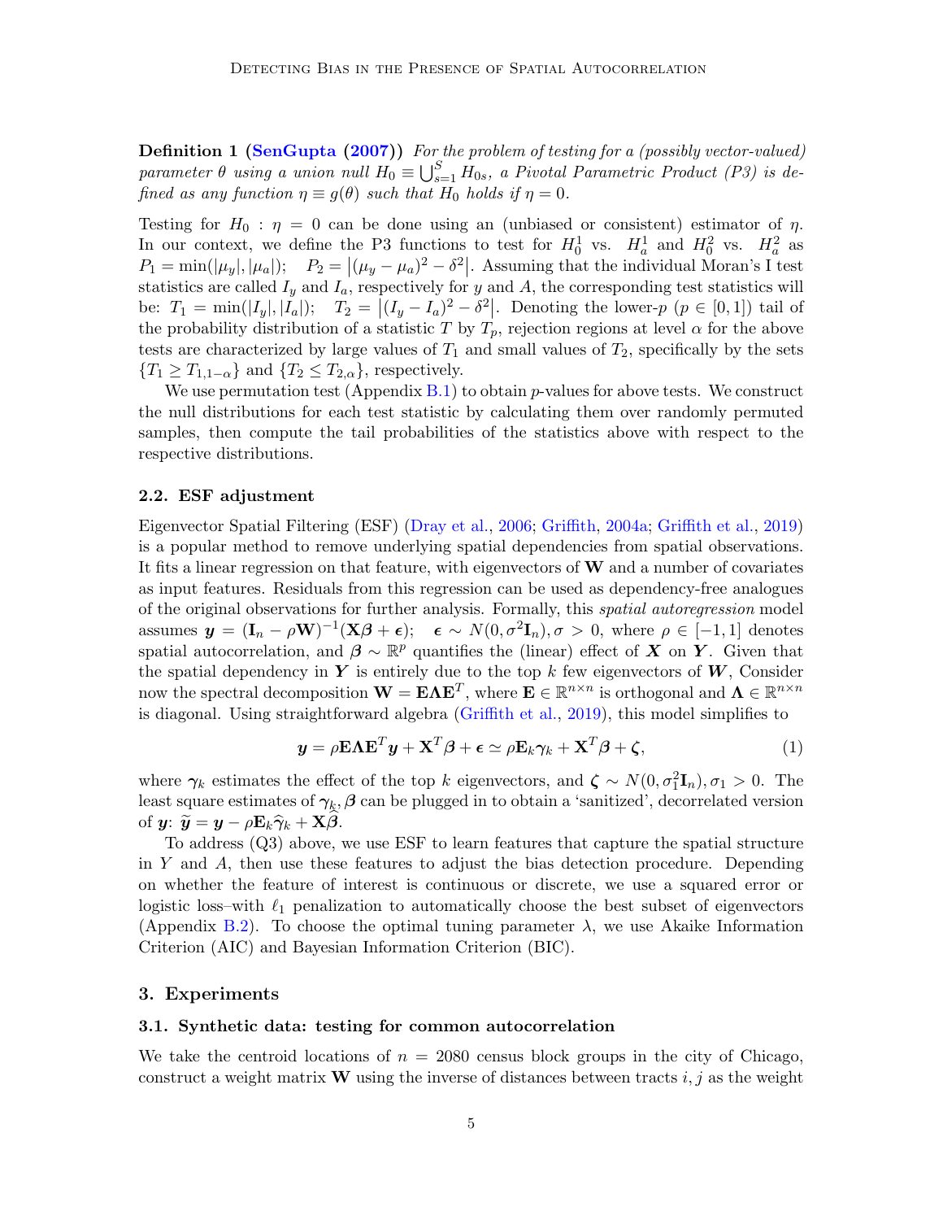**Definition 1 (SenGupta (2007))** *For the problem of testing for a (possibly vector-valued) parameter $\theta$ using a union null $H_0 \equiv \bigcup_{s=1}^{S} H_{0s}$, a Pivotal Parametric Product (P3) is defined as any function $\eta \equiv g(\theta)$ such that $H_0$ holds if $\eta = 0$.*

Testing for $H_0 : \eta = 0$ can be done using an (unbiased or consistent) estimator of $\eta$. In our context, we define the P3 functions to test for $H_0^1$ vs. $H_a^1$ and $H_0^2$ vs. $H_a^2$ as $P_1 = \min(|\mu_y|, |\mu_a|)$; $P_2 = \left|(\mu_y - \mu_a)^2 - \delta^2\right|$. Assuming that the individual Moran's I test statistics are called $I_y$ and $I_a$, respectively for $y$ and $A$, the corresponding test statistics will be: $T_1 = \min(|I_y|, |I_a|)$; $T_2 = \left|(I_y - I_a)^2 - \delta^2\right|$. Denoting the lower-$p$ ($p \in [0, 1]$) tail of the probability distribution of a statistic $T$ by $T_p$, rejection regions at level $\alpha$ for the above tests are characterized by large values of $T_1$ and small values of $T_2$, specifically by the sets $\{T_1 \geq T_{1,1-\alpha}\}$ and $\{T_2 \leq T_{2,\alpha}\}$, respectively.

We use permutation test (Appendix B.1) to obtain $p$-values for above tests. We construct the null distributions for each test statistic by calculating them over randomly permuted samples, then compute the tail probabilities of the statistics above with respect to the respective distributions.

### 2.2. ESF adjustment

Eigenvector Spatial Filtering (ESF) (Dray et al., 2006; Griffith, 2004a; Griffith et al., 2019) is a popular method to remove underlying spatial dependencies from spatial observations. It fits a linear regression on that feature, with eigenvectors of $\mathbf{W}$ and a number of covariates as input features. Residuals from this regression can be used as dependency-free analogues of the original observations for further analysis. Formally, this *spatial autoregression* model assumes $\boldsymbol{y} = (\mathbf{I}_n - \rho\mathbf{W})^{-1}(\mathbf{X}\boldsymbol{\beta} + \boldsymbol{\epsilon})$; $\boldsymbol{\epsilon} \sim N(0, \sigma^2\mathbf{I}_n), \sigma > 0$, where $\rho \in [-1, 1]$ denotes spatial autocorrelation, and $\boldsymbol{\beta} \sim \mathbb{R}^p$ quantifies the (linear) effect of $\boldsymbol{X}$ on $\boldsymbol{Y}$. Given that the spatial dependency in $\boldsymbol{Y}$ is entirely due to the top $k$ few eigenvectors of $\boldsymbol{W}$, Consider now the spectral decomposition $\mathbf{W} = \mathbf{E}\mathbf{\Lambda}\mathbf{E}^T$, where $\mathbf{E} \in \mathbb{R}^{n \times n}$ is orthogonal and $\mathbf{\Lambda} \in \mathbb{R}^{n \times n}$ is diagonal. Using straightforward algebra (Griffith et al., 2019), this model simplifies to

$$\boldsymbol{y} = \rho\mathbf{E}\mathbf{\Lambda}\mathbf{E}^T\boldsymbol{y} + \mathbf{X}^T\boldsymbol{\beta} + \boldsymbol{\epsilon} \simeq \rho\mathbf{E}_k\boldsymbol{\gamma}_k + \mathbf{X}^T\boldsymbol{\beta} + \boldsymbol{\zeta}, \tag{1}$$

where $\boldsymbol{\gamma}_k$ estimates the effect of the top $k$ eigenvectors, and $\boldsymbol{\zeta} \sim N(0, \sigma_1^2\mathbf{I}_n), \sigma_1 > 0$. The least square estimates of $\boldsymbol{\gamma}_k, \boldsymbol{\beta}$ can be plugged in to obtain a 'sanitized', decorrelated version of $\boldsymbol{y}$: $\widetilde{\boldsymbol{y}} = \boldsymbol{y} - \rho\mathbf{E}_k\widehat{\boldsymbol{\gamma}}_k + \mathbf{X}\widehat{\boldsymbol{\beta}}$.

To address (Q3) above, we use ESF to learn features that capture the spatial structure in $Y$ and $A$, then use these features to adjust the bias detection procedure. Depending on whether the feature of interest is continuous or discrete, we use a squared error or logistic loss–with $\ell_1$ penalization to automatically choose the best subset of eigenvectors (Appendix B.2). To choose the optimal tuning parameter $\lambda$, we use Akaike Information Criterion (AIC) and Bayesian Information Criterion (BIC).

## 3. Experiments

### 3.1. Synthetic data: testing for common autocorrelation

We take the centroid locations of $n = 2080$ census block groups in the city of Chicago, construct a weight matrix $\mathbf{W}$ using the inverse of distances between tracts $i, j$ as the weight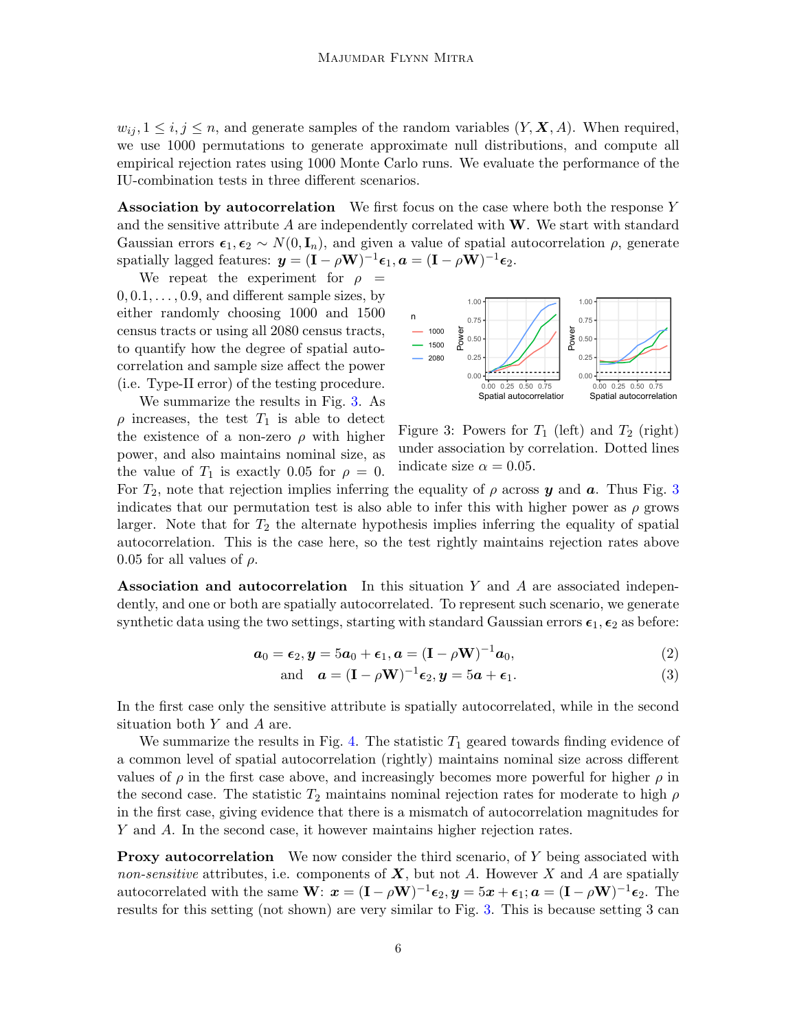$w_{ij}, 1 \leq i, j \leq n$, and generate samples of the random variables $(Y, \boldsymbol{X}, A)$. When required, we use 1000 permutations to generate approximate null distributions, and compute all empirical rejection rates using 1000 Monte Carlo runs. We evaluate the performance of the IU-combination tests in three different scenarios.

**Association by autocorrelation** We first focus on the case where both the response $Y$ and the sensitive attribute $A$ are independently correlated with $\mathbf{W}$. We start with standard Gaussian errors $\boldsymbol{\epsilon}_1, \boldsymbol{\epsilon}_2 \sim N(0, \mathbf{I}_n)$, and given a value of spatial autocorrelation $\rho$, generate spatially lagged features: $\boldsymbol{y} = (\mathbf{I} - \rho\mathbf{W})^{-1}\boldsymbol{\epsilon}_1, \boldsymbol{a} = (\mathbf{I} - \rho\mathbf{W})^{-1}\boldsymbol{\epsilon}_2$.

We repeat the experiment for $\rho = 0, 0.1, \ldots, 0.9$, and different sample sizes, by either randomly choosing 1000 and 1500 census tracts or using all 2080 census tracts, to quantify how the degree of spatial autocorrelation and sample size affect the power (i.e. Type-II error) of the testing procedure.

We summarize the results in Fig. 3. As $\rho$ increases, the test $T_1$ is able to detect the existence of a non-zero $\rho$ with higher power, and also maintains nominal size, as the value of $T_1$ is exactly 0.05 for $\rho = 0$. For $T_2$, note that rejection implies inferring the equality of $\rho$ across $\boldsymbol{y}$ and $\boldsymbol{a}$. Thus Fig. 3 indicates that our permutation test is also able to infer this with higher power as $\rho$ grows larger. Note that for $T_2$ the alternate hypothesis implies inferring the equality of spatial autocorrelation. This is the case here, so the test rightly maintains rejection rates above 0.05 for all values of $\rho$.

Figure 3: Powers for $T_1$ (left) and $T_2$ (right) under association by correlation. Dotted lines indicate size $\alpha = 0.05$.

**Association and autocorrelation** In this situation $Y$ and $A$ are associated independently, and one or both are spatially autocorrelated. To represent such scenario, we generate synthetic data using the two settings, starting with standard Gaussian errors $\boldsymbol{\epsilon}_1, \boldsymbol{\epsilon}_2$ as before:

$$\boldsymbol{a}_0 = \boldsymbol{\epsilon}_2, \boldsymbol{y} = 5\boldsymbol{a}_0 + \boldsymbol{\epsilon}_1, \boldsymbol{a} = (\mathbf{I} - \rho\mathbf{W})^{-1}\boldsymbol{a}_0, \tag{2}$$

$$\text{and} \quad \boldsymbol{a} = (\mathbf{I} - \rho\mathbf{W})^{-1}\boldsymbol{\epsilon}_2, \boldsymbol{y} = 5\boldsymbol{a} + \boldsymbol{\epsilon}_1. \tag{3}$$

In the first case only the sensitive attribute is spatially autocorrelated, while in the second situation both $Y$ and $A$ are.

We summarize the results in Fig. 4. The statistic $T_1$ geared towards finding evidence of a common level of spatial autocorrelation (rightly) maintains nominal size across different values of $\rho$ in the first case above, and increasingly becomes more powerful for higher $\rho$ in the second case. The statistic $T_2$ maintains nominal rejection rates for moderate to high $\rho$ in the first case, giving evidence that there is a mismatch of autocorrelation magnitudes for $Y$ and $A$. In the second case, it however maintains higher rejection rates.

**Proxy autocorrelation** We now consider the third scenario, of $Y$ being associated with *non-sensitive* attributes, i.e. components of $\boldsymbol{X}$, but not $A$. However $X$ and $A$ are spatially autocorrelated with the same $\mathbf{W}$: $\boldsymbol{x} = (\mathbf{I} - \rho\mathbf{W})^{-1}\boldsymbol{\epsilon}_2, \boldsymbol{y} = 5\boldsymbol{x} + \boldsymbol{\epsilon}_1; \boldsymbol{a} = (\mathbf{I} - \rho\mathbf{W})^{-1}\boldsymbol{\epsilon}_2$. The results for this setting (not shown) are very similar to Fig. 3. This is because setting 3 can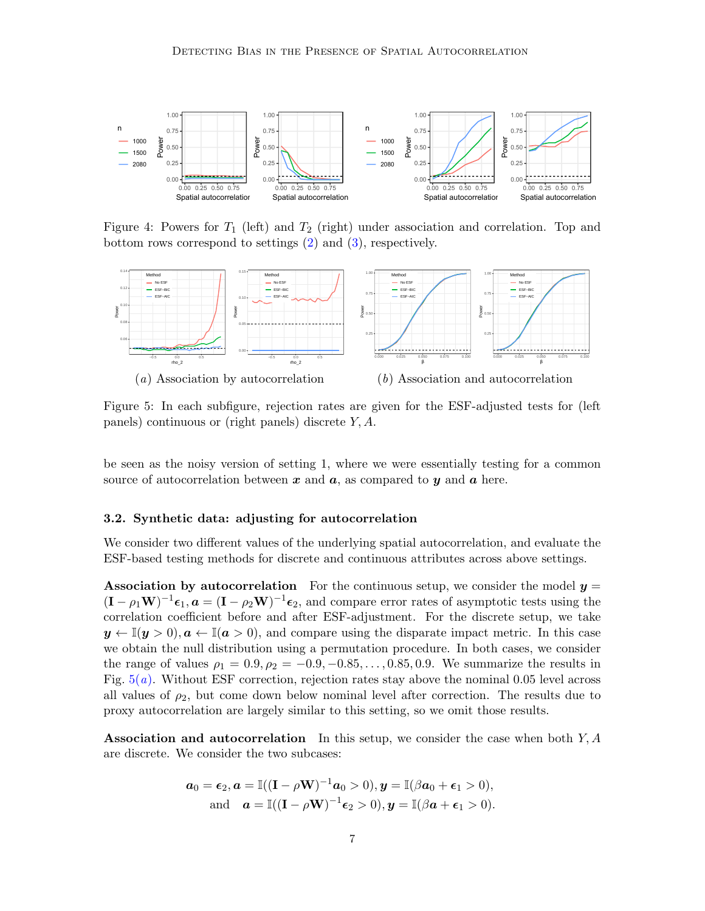Figure 4: Powers for $T_1$ (left) and $T_2$ (right) under association and correlation. Top and bottom rows correspond to settings (2) and (3), respectively.

(*a*) Association by autocorrelation

(*b*) Association and autocorrelation

Figure 5: In each subfigure, rejection rates are given for the ESF-adjusted tests for (left panels) continuous or (right panels) discrete $Y, A$.

be seen as the noisy version of setting 1, where we were essentially testing for a common source of autocorrelation between $\boldsymbol{x}$ and $\boldsymbol{a}$, as compared to $\boldsymbol{y}$ and $\boldsymbol{a}$ here.

### 3.2. Synthetic data: adjusting for autocorrelation

We consider two different values of the underlying spatial autocorrelation, and evaluate the ESF-based testing methods for discrete and continuous attributes across above settings.

**Association by autocorrelation** For the continuous setup, we consider the model $\boldsymbol{y} = (\mathbf{I} - \rho_1 \mathbf{W})^{-1} \boldsymbol{\epsilon}_1, \boldsymbol{a} = (\mathbf{I} - \rho_2 \mathbf{W})^{-1} \boldsymbol{\epsilon}_2$, and compare error rates of asymptotic tests using the correlation coefficient before and after ESF-adjustment. For the discrete setup, we take $\boldsymbol{y} \leftarrow \mathbb{I}(\boldsymbol{y} > 0), \boldsymbol{a} \leftarrow \mathbb{I}(\boldsymbol{a} > 0)$, and compare using the disparate impact metric. In this case we obtain the null distribution using a permutation procedure. In both cases, we consider the range of values $\rho_1 = 0.9, \rho_2 = -0.9, -0.85, \ldots, 0.85, 0.9$. We summarize the results in Fig. 5(*a*). Without ESF correction, rejection rates stay above the nominal 0.05 level across all values of $\rho_2$, but come down below nominal level after correction. The results due to proxy autocorrelation are largely similar to this setting, so we omit those results.

**Association and autocorrelation** In this setup, we consider the case when both $Y, A$ are discrete. We consider the two subcases:

$$
\boldsymbol{a}_0 = \boldsymbol{\epsilon}_2, \boldsymbol{a} = \mathbb{I}((\mathbf{I} - \rho \mathbf{W})^{-1} \boldsymbol{a}_0 > 0), \boldsymbol{y} = \mathbb{I}(\beta \boldsymbol{a}_0 + \boldsymbol{\epsilon}_1 > 0),
$$

$$
\text{and} \quad \boldsymbol{a} = \mathbb{I}((\mathbf{I} - \rho \mathbf{W})^{-1} \boldsymbol{\epsilon}_2 > 0), \boldsymbol{y} = \mathbb{I}(\beta \boldsymbol{a} + \boldsymbol{\epsilon}_1 > 0).
$$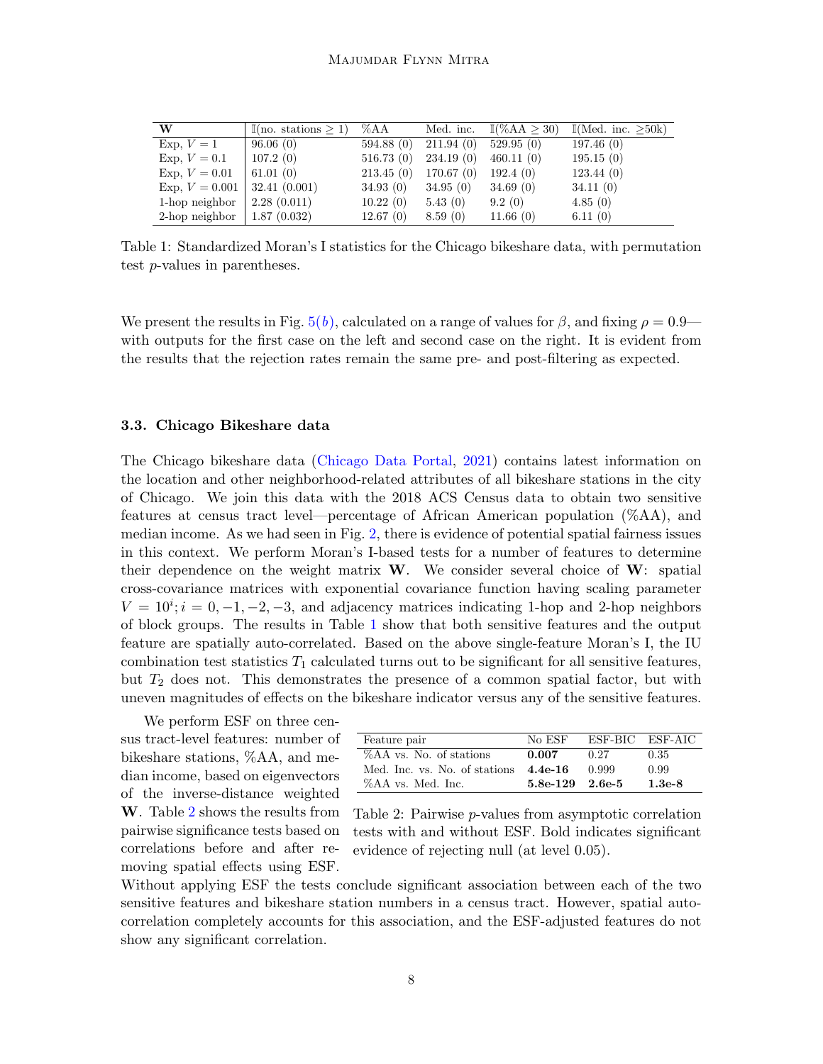| $\mathbf{W}$ | $\mathbb{I}$(no. stations $\geq 1$) | %AA | Med. inc. | $\mathbb{I}$(%AA $\geq 30$) | $\mathbb{I}$(Med. inc. $\geq$50k) |
|---|---|---|---|---|---|
| Exp, $V = 1$ | 96.06 (0) | 594.88 (0) | 211.94 (0) | 529.95 (0) | 197.46 (0) |
| Exp, $V = 0.1$ | 107.2 (0) | 516.73 (0) | 234.19 (0) | 460.11 (0) | 195.15 (0) |
| Exp, $V = 0.01$ | 61.01 (0) | 213.45 (0) | 170.67 (0) | 192.4 (0) | 123.44 (0) |
| Exp, $V = 0.001$ | 32.41 (0.001) | 34.93 (0) | 34.95 (0) | 34.69 (0) | 34.11 (0) |
| 1-hop neighbor | 2.28 (0.011) | 10.22 (0) | 5.43 (0) | 9.2 (0) | 4.85 (0) |
| 2-hop neighbor | 1.87 (0.032) | 12.67 (0) | 8.59 (0) | 11.66 (0) | 6.11 (0) |

Table 1: Standardized Moran's I statistics for the Chicago bikeshare data, with permutation test $p$-values in parentheses.

We present the results in Fig. 5(*b*), calculated on a range of values for $\beta$, and fixing $\rho = 0.9$—with outputs for the first case on the left and second case on the right. It is evident from the results that the rejection rates remain the same pre- and post-filtering as expected.

### 3.3. Chicago Bikeshare data

The Chicago bikeshare data (Chicago Data Portal, 2021) contains latest information on the location and other neighborhood-related attributes of all bikeshare stations in the city of Chicago. We join this data with the 2018 ACS Census data to obtain two sensitive features at census tract level—percentage of African American population (%AA), and median income. As we had seen in Fig. 2, there is evidence of potential spatial fairness issues in this context. We perform Moran's I-based tests for a number of features to determine their dependence on the weight matrix $\mathbf{W}$. We consider several choice of $\mathbf{W}$: spatial cross-covariance matrices with exponential covariance function having scaling parameter $V = 10^i; i = 0, -1, -2, -3$, and adjacency matrices indicating 1-hop and 2-hop neighbors of block groups. The results in Table 1 show that both sensitive features and the output feature are spatially auto-correlated. Based on the above single-feature Moran's I, the IU combination test statistics $T_1$ calculated turns out to be significant for all sensitive features, but $T_2$ does not. This demonstrates the presence of a common spatial factor, but with uneven magnitudes of effects on the bikeshare indicator versus any of the sensitive features.

We perform ESF on three census tract-level features: number of bikeshare stations, %AA, and median income, based on eigenvectors of the inverse-distance weighted $\mathbf{W}$. Table 2 shows the results from pairwise significance tests based on correlations before and after removing spatial effects using ESF.

| Feature pair | No ESF | ESF-BIC | ESF-AIC |
|---|---|---|---|
| %AA vs. No. of stations | **0.007** | 0.27 | 0.35 |
| Med. Inc. vs. No. of stations | **4.4e-16** | 0.999 | 0.99 |
| %AA vs. Med. Inc. | **5.8e-129** | **2.6e-5** | **1.3e-8** |

Table 2: Pairwise $p$-values from asymptotic correlation tests with and without ESF. Bold indicates significant evidence of rejecting null (at level 0.05).

Without applying ESF the tests conclude significant association between each of the two sensitive features and bikeshare station numbers in a census tract. However, spatial autocorrelation completely accounts for this association, and the ESF-adjusted features do not show any significant correlation.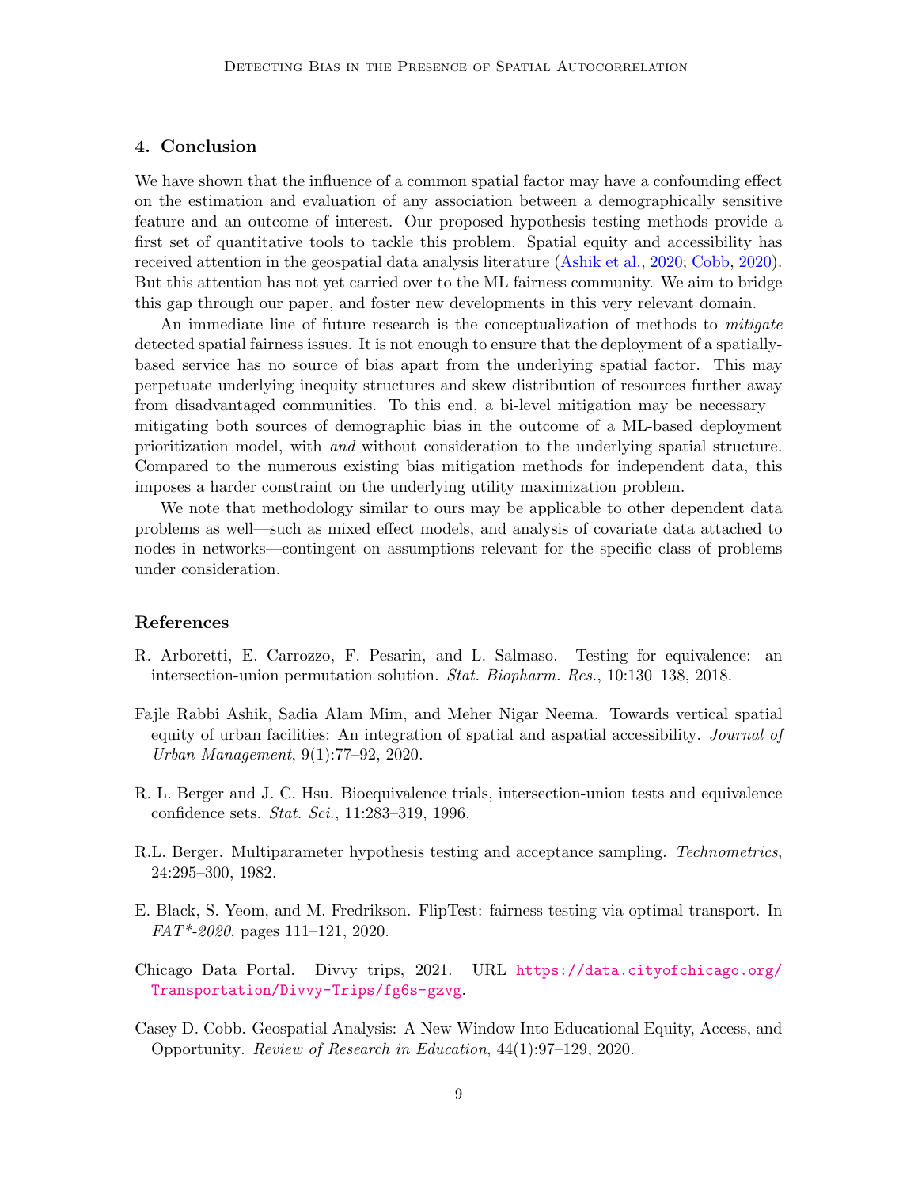## 4. Conclusion

We have shown that the influence of a common spatial factor may have a confounding effect on the estimation and evaluation of any association between a demographically sensitive feature and an outcome of interest. Our proposed hypothesis testing methods provide a first set of quantitative tools to tackle this problem. Spatial equity and accessibility has received attention in the geospatial data analysis literature (Ashik et al., 2020; Cobb, 2020). But this attention has not yet carried over to the ML fairness community. We aim to bridge this gap through our paper, and foster new developments in this very relevant domain.

An immediate line of future research is the conceptualization of methods to *mitigate* detected spatial fairness issues. It is not enough to ensure that the deployment of a spatially-based service has no source of bias apart from the underlying spatial factor. This may perpetuate underlying inequity structures and skew distribution of resources further away from disadvantaged communities. To this end, a bi-level mitigation may be necessary—mitigating both sources of demographic bias in the outcome of a ML-based deployment prioritization model, with *and* without consideration to the underlying spatial structure. Compared to the numerous existing bias mitigation methods for independent data, this imposes a harder constraint on the underlying utility maximization problem.

We note that methodology similar to ours may be applicable to other dependent data problems as well—such as mixed effect models, and analysis of covariate data attached to nodes in networks—contingent on assumptions relevant for the specific class of problems under consideration.

## References

R. Arboretti, E. Carrozzo, F. Pesarin, and L. Salmaso. Testing for equivalence: an intersection-union permutation solution. *Stat. Biopharm. Res.*, 10:130–138, 2018.

Fajle Rabbi Ashik, Sadia Alam Mim, and Meher Nigar Neema. Towards vertical spatial equity of urban facilities: An integration of spatial and aspatial accessibility. *Journal of Urban Management*, 9(1):77–92, 2020.

R. L. Berger and J. C. Hsu. Bioequivalence trials, intersection-union tests and equivalence confidence sets. *Stat. Sci.*, 11:283–319, 1996.

R.L. Berger. Multiparameter hypothesis testing and acceptance sampling. *Technometrics*, 24:295–300, 1982.

E. Black, S. Yeom, and M. Fredrikson. FlipTest: fairness testing via optimal transport. In *FAT\*-2020*, pages 111–121, 2020.

Chicago Data Portal. Divvy trips, 2021. URL https://data.cityofchicago.org/Transportation/Divvy-Trips/fg6s-gzvg.

Casey D. Cobb. Geospatial Analysis: A New Window Into Educational Equity, Access, and Opportunity. *Review of Research in Education*, 44(1):97–129, 2020.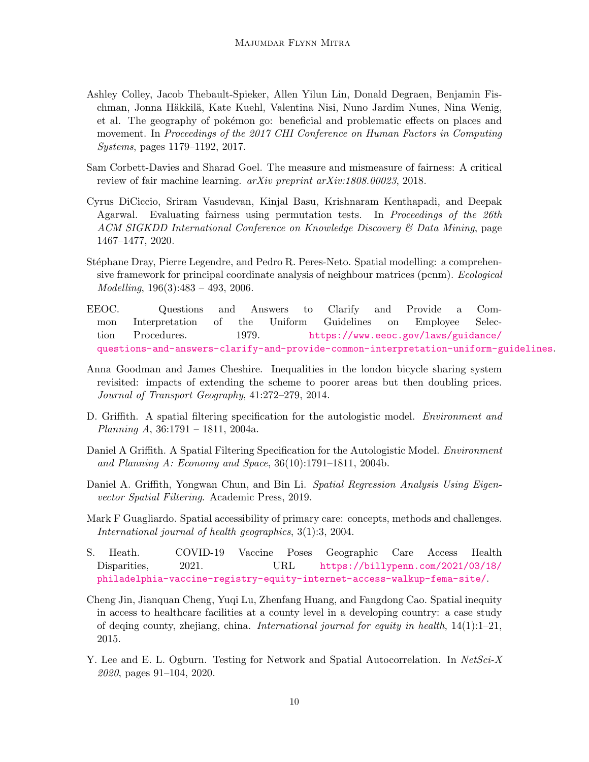Ashley Colley, Jacob Thebault-Spieker, Allen Yilun Lin, Donald Degraen, Benjamin Fischman, Jonna Häkkilä, Kate Kuehl, Valentina Nisi, Nuno Jardim Nunes, Nina Wenig, et al. The geography of pokémon go: beneficial and problematic effects on places and movement. In *Proceedings of the 2017 CHI Conference on Human Factors in Computing Systems*, pages 1179–1192, 2017.

Sam Corbett-Davies and Sharad Goel. The measure and mismeasure of fairness: A critical review of fair machine learning. *arXiv preprint arXiv:1808.00023*, 2018.

Cyrus DiCiccio, Sriram Vasudevan, Kinjal Basu, Krishnaram Kenthapadi, and Deepak Agarwal. Evaluating fairness using permutation tests. In *Proceedings of the 26th ACM SIGKDD International Conference on Knowledge Discovery & Data Mining*, page 1467–1477, 2020.

Stéphane Dray, Pierre Legendre, and Pedro R. Peres-Neto. Spatial modelling: a comprehensive framework for principal coordinate analysis of neighbour matrices (pcnm). *Ecological Modelling*, 196(3):483 – 493, 2006.

EEOC. Questions and Answers to Clarify and Provide a Common Interpretation of the Uniform Guidelines on Employee Selection Procedures. 1979. https://www.eeoc.gov/laws/guidance/questions-and-answers-clarify-and-provide-common-interpretation-uniform-guidelines.

Anna Goodman and James Cheshire. Inequalities in the london bicycle sharing system revisited: impacts of extending the scheme to poorer areas but then doubling prices. *Journal of Transport Geography*, 41:272–279, 2014.

D. Griffith. A spatial filtering specification for the autologistic model. *Environment and Planning A*, 36:1791 – 1811, 2004a.

Daniel A Griffith. A Spatial Filtering Specification for the Autologistic Model. *Environment and Planning A: Economy and Space*, 36(10):1791–1811, 2004b.

Daniel A. Griffith, Yongwan Chun, and Bin Li. *Spatial Regression Analysis Using Eigenvector Spatial Filtering*. Academic Press, 2019.

Mark F Guagliardo. Spatial accessibility of primary care: concepts, methods and challenges. *International journal of health geographics*, 3(1):3, 2004.

S. Heath. COVID-19 Vaccine Poses Geographic Care Access Health Disparities, 2021. URL https://billypenn.com/2021/03/18/philadelphia-vaccine-registry-equity-internet-access-walkup-fema-site/.

Cheng Jin, Jianquan Cheng, Yuqi Lu, Zhenfang Huang, and Fangdong Cao. Spatial inequity in access to healthcare facilities at a county level in a developing country: a case study of deqing county, zhejiang, china. *International journal for equity in health*, 14(1):1–21, 2015.

Y. Lee and E. L. Ogburn. Testing for Network and Spatial Autocorrelation. In *NetSci-X 2020*, pages 91–104, 2020.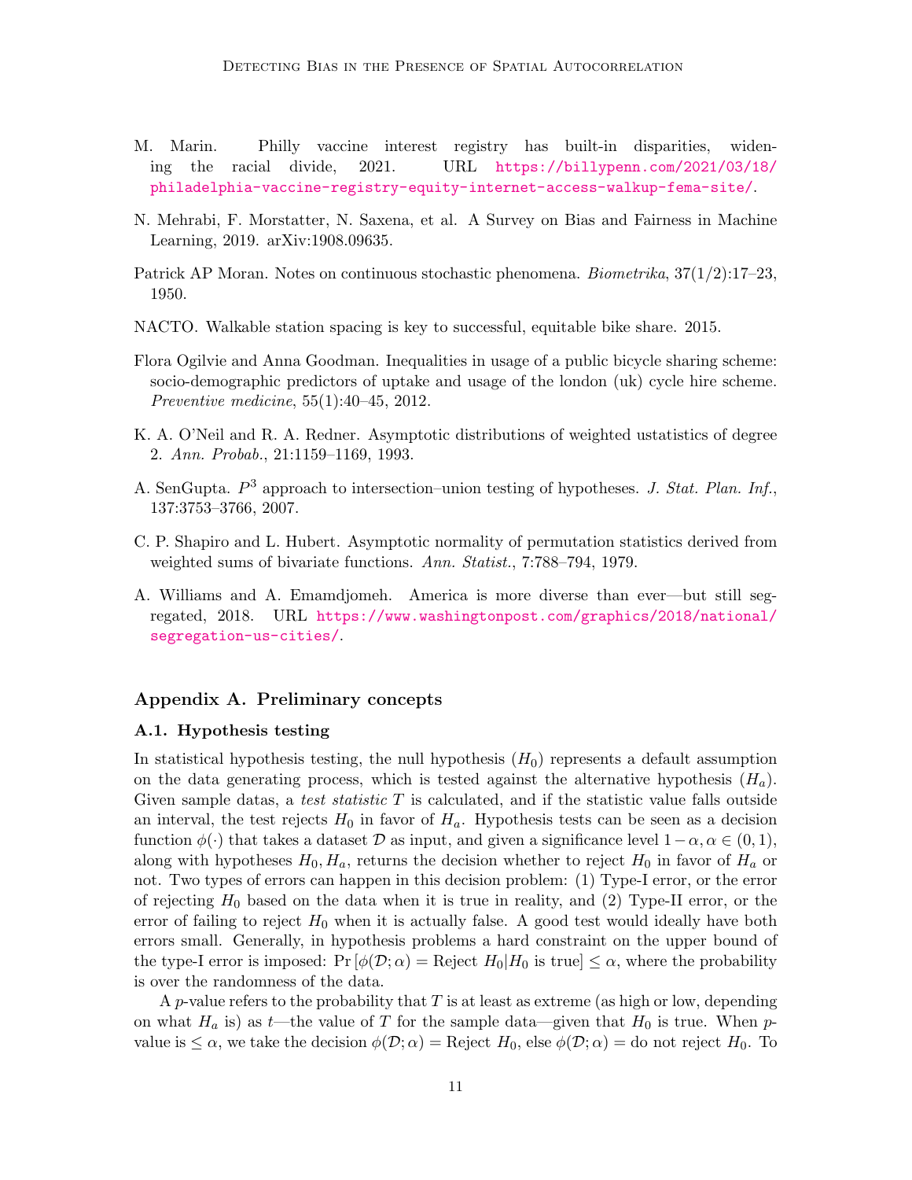M. Marin. Philly vaccine interest registry has built-in disparities, widening the racial divide, 2021. URL https://billypenn.com/2021/03/18/philadelphia-vaccine-registry-equity-internet-access-walkup-fema-site/.

N. Mehrabi, F. Morstatter, N. Saxena, et al. A Survey on Bias and Fairness in Machine Learning, 2019. arXiv:1908.09635.

Patrick AP Moran. Notes on continuous stochastic phenomena. *Biometrika*, 37(1/2):17–23, 1950.

NACTO. Walkable station spacing is key to successful, equitable bike share. 2015.

Flora Ogilvie and Anna Goodman. Inequalities in usage of a public bicycle sharing scheme: socio-demographic predictors of uptake and usage of the london (uk) cycle hire scheme. *Preventive medicine*, 55(1):40–45, 2012.

K. A. O'Neil and R. A. Redner. Asymptotic distributions of weighted ustatistics of degree 2. *Ann. Probab.*, 21:1159–1169, 1993.

A. SenGupta. $P^3$ approach to intersection–union testing of hypotheses. *J. Stat. Plan. Inf.*, 137:3753–3766, 2007.

C. P. Shapiro and L. Hubert. Asymptotic normality of permutation statistics derived from weighted sums of bivariate functions. *Ann. Statist.*, 7:788–794, 1979.

A. Williams and A. Emamdjomeh. America is more diverse than ever—but still segregated, 2018. URL https://www.washingtonpost.com/graphics/2018/national/segregation-us-cities/.

## Appendix A. Preliminary concepts

### A.1. Hypothesis testing

In statistical hypothesis testing, the null hypothesis ($H_0$) represents a default assumption on the data generating process, which is tested against the alternative hypothesis ($H_a$). Given sample datas, a *test statistic* $T$ is calculated, and if the statistic value falls outside an interval, the test rejects $H_0$ in favor of $H_a$. Hypothesis tests can be seen as a decision function $\phi(\cdot)$ that takes a dataset $\mathcal{D}$ as input, and given a significance level $1-\alpha, \alpha \in (0,1)$, along with hypotheses $H_0, H_a$, returns the decision whether to reject $H_0$ in favor of $H_a$ or not. Two types of errors can happen in this decision problem: (1) Type-I error, or the error of rejecting $H_0$ based on the data when it is true in reality, and (2) Type-II error, or the error of failing to reject $H_0$ when it is actually false. A good test would ideally have both errors small. Generally, in hypothesis problems a hard constraint on the upper bound of the type-I error is imposed: $\Pr\left[\phi(\mathcal{D};\alpha) = \text{Reject } H_0 | H_0 \text{ is true}\right] \leq \alpha$, where the probability is over the randomness of the data.

A $p$-value refers to the probability that $T$ is at least as extreme (as high or low, depending on what $H_a$ is) as $t$—the value of $T$ for the sample data—given that $H_0$ is true. When $p$-value is $\leq \alpha$, we take the decision $\phi(\mathcal{D};\alpha) = \text{Reject } H_0$, else $\phi(\mathcal{D};\alpha) = \text{do not reject } H_0$. To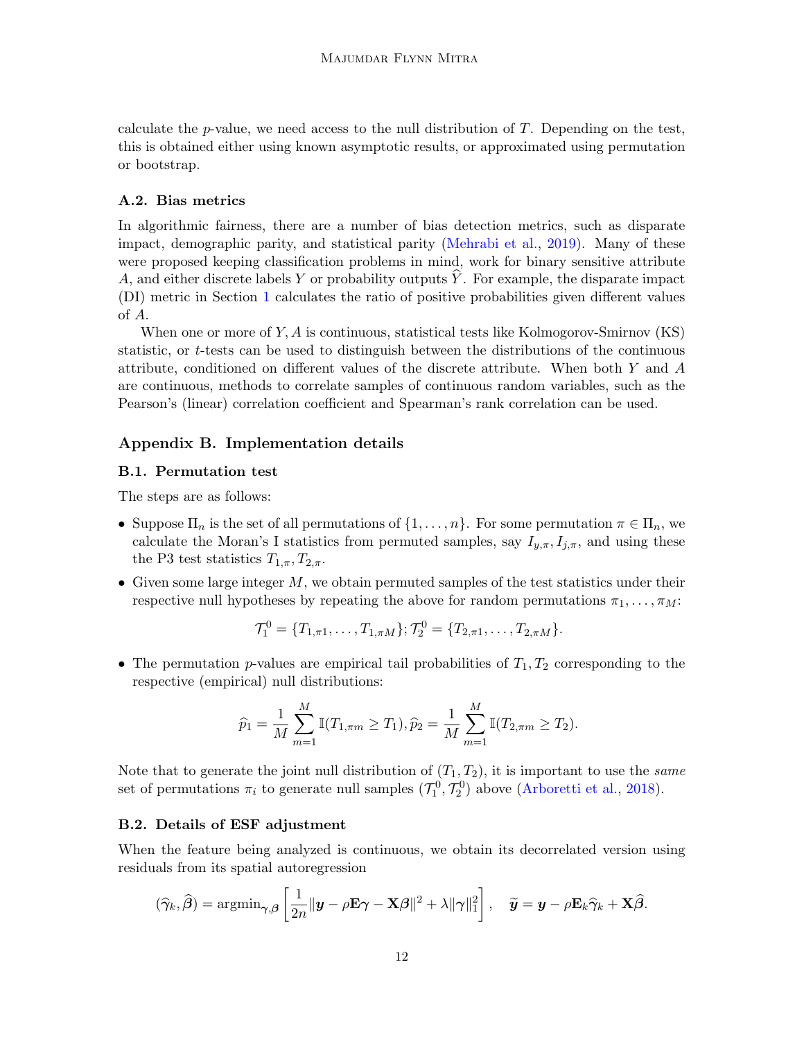calculate the $p$-value, we need access to the null distribution of $T$. Depending on the test, this is obtained either using known asymptotic results, or approximated using permutation or bootstrap.

### A.2. Bias metrics

In algorithmic fairness, there are a number of bias detection metrics, such as disparate impact, demographic parity, and statistical parity (Mehrabi et al., 2019). Many of these were proposed keeping classification problems in mind, work for binary sensitive attribute $A$, and either discrete labels $Y$ or probability outputs $\widehat{Y}$. For example, the disparate impact (DI) metric in Section 1 calculates the ratio of positive probabilities given different values of $A$.

When one or more of $Y, A$ is continuous, statistical tests like Kolmogorov-Smirnov (KS) statistic, or $t$-tests can be used to distinguish between the distributions of the continuous attribute, conditioned on different values of the discrete attribute. When both $Y$ and $A$ are continuous, methods to correlate samples of continuous random variables, such as the Pearson's (linear) correlation coefficient and Spearman's rank correlation can be used.

## Appendix B. Implementation details

### B.1. Permutation test

The steps are as follows:

- Suppose $\Pi_n$ is the set of all permutations of $\{1, \ldots, n\}$. For some permutation $\pi \in \Pi_n$, we calculate the Moran's I statistics from permuted samples, say $I_{y,\pi}, I_{j,\pi}$, and using these the P3 test statistics $T_{1,\pi}, T_{2,\pi}$.
- Given some large integer $M$, we obtain permuted samples of the test statistics under their respective null hypotheses by repeating the above for random permutations $\pi_1, \ldots, \pi_M$:

$$\mathcal{T}_1^0 = \{T_{1,\pi 1}, \ldots, T_{1,\pi M}\}; \mathcal{T}_2^0 = \{T_{2,\pi 1}, \ldots, T_{2,\pi M}\}.$$

- The permutation $p$-values are empirical tail probabilities of $T_1, T_2$ corresponding to the respective (empirical) null distributions:

$$\widehat{p}_1 = \frac{1}{M} \sum_{m=1}^{M} \mathbb{I}(T_{1,\pi m} \geq T_1), \widehat{p}_2 = \frac{1}{M} \sum_{m=1}^{M} \mathbb{I}(T_{2,\pi m} \geq T_2).$$

Note that to generate the joint null distribution of $(T_1, T_2)$, it is important to use the *same* set of permutations $\pi_i$ to generate null samples $(\mathcal{T}_1^0, \mathcal{T}_2^0)$ above (Arboretti et al., 2018).

### B.2. Details of ESF adjustment

When the feature being analyzed is continuous, we obtain its decorrelated version using residuals from its spatial autoregression

$$(\widehat{\boldsymbol{\gamma}}_k, \widehat{\boldsymbol{\beta}}) = \text{argmin}_{\boldsymbol{\gamma}, \boldsymbol{\beta}} \left[ \frac{1}{2n} \|\boldsymbol{y} - \rho \mathbf{E} \boldsymbol{\gamma} - \mathbf{X} \boldsymbol{\beta}\|^2 + \lambda \|\boldsymbol{\gamma}\|_1^2 \right], \quad \widetilde{\boldsymbol{y}} = \boldsymbol{y} - \rho \mathbf{E}_k \widehat{\boldsymbol{\gamma}}_k + \mathbf{X} \widehat{\boldsymbol{\beta}}.$$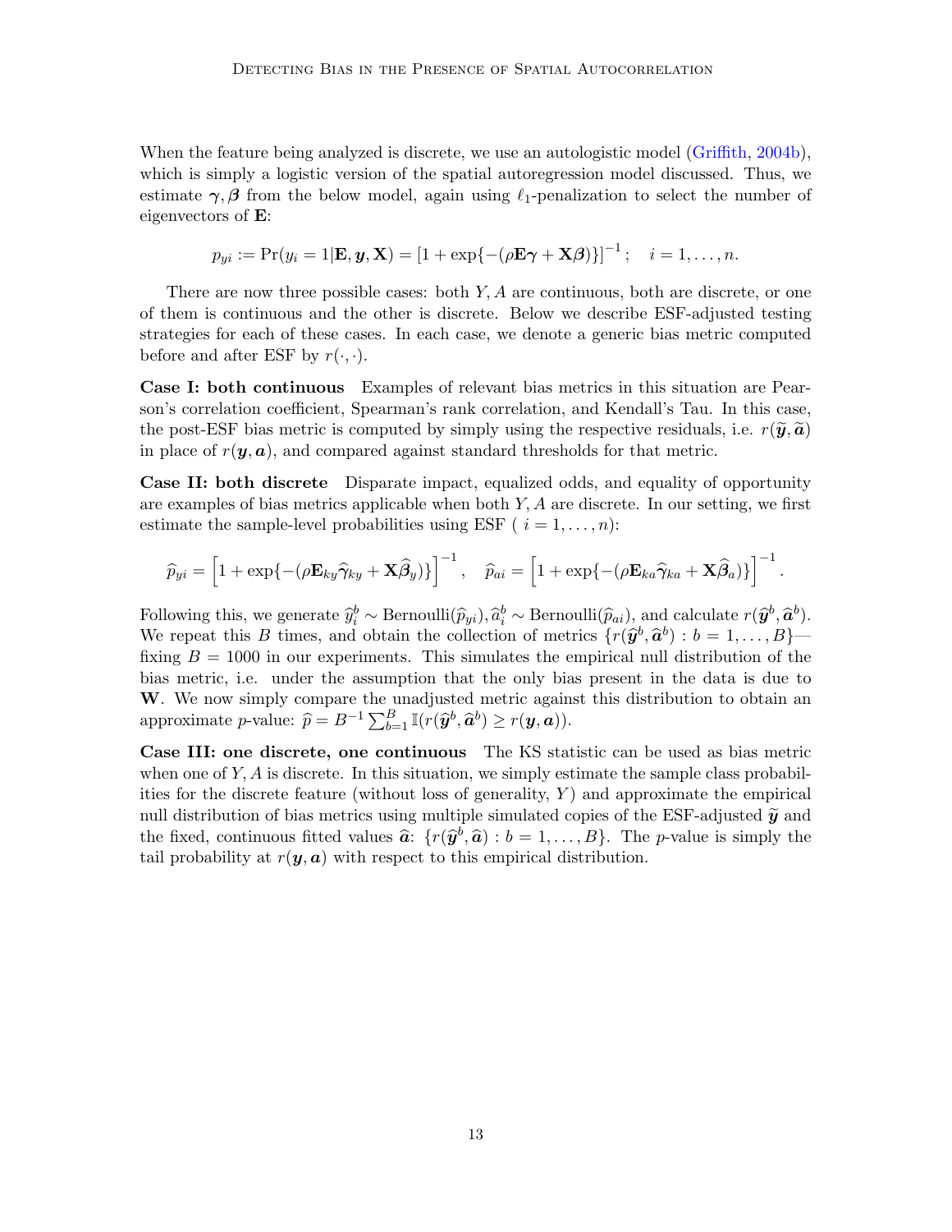When the feature being analyzed is discrete, we use an autologistic model (Griffith, 2004b), which is simply a logistic version of the spatial autoregression model discussed. Thus, we estimate $\boldsymbol{\gamma}, \boldsymbol{\beta}$ from the below model, again using $\ell_1$-penalization to select the number of eigenvectors of $\mathbf{E}$:

$$p_{yi} := \Pr(y_i = 1 | \mathbf{E}, \boldsymbol{y}, \mathbf{X}) = \left[1 + \exp\{-(\rho \mathbf{E}\boldsymbol{\gamma} + \mathbf{X}\boldsymbol{\beta})\}\right]^{-1}; \quad i = 1, \ldots, n.$$

There are now three possible cases: both $Y, A$ are continuous, both are discrete, or one of them is continuous and the other is discrete. Below we describe ESF-adjusted testing strategies for each of these cases. In each case, we denote a generic bias metric computed before and after ESF by $r(\cdot, \cdot)$.

**Case I: both continuous** Examples of relevant bias metrics in this situation are Pearson's correlation coefficient, Spearman's rank correlation, and Kendall's Tau. In this case, the post-ESF bias metric is computed by simply using the respective residuals, i.e. $r(\widetilde{\boldsymbol{y}}, \widetilde{\boldsymbol{a}})$ in place of $r(\boldsymbol{y}, \boldsymbol{a})$, and compared against standard thresholds for that metric.

**Case II: both discrete** Disparate impact, equalized odds, and equality of opportunity are examples of bias metrics applicable when both $Y, A$ are discrete. In our setting, we first estimate the sample-level probabilities using ESF ( $i = 1, \ldots, n$):

$$\widehat{p}_{yi} = \left[1 + \exp\{-(\rho \mathbf{E}_{ky}\widehat{\boldsymbol{\gamma}}_{ky} + \mathbf{X}\widehat{\boldsymbol{\beta}}_y)\}\right]^{-1}, \quad \widehat{p}_{ai} = \left[1 + \exp\{-(\rho \mathbf{E}_{ka}\widehat{\boldsymbol{\gamma}}_{ka} + \mathbf{X}\widehat{\boldsymbol{\beta}}_a)\}\right]^{-1}.$$

Following this, we generate $\widehat{y}_i^b \sim \text{Bernoulli}(\widehat{p}_{yi}), \widehat{a}_i^b \sim \text{Bernoulli}(\widehat{p}_{ai})$, and calculate $r(\widehat{\boldsymbol{y}}^b, \widehat{\boldsymbol{a}}^b)$. We repeat this $B$ times, and obtain the collection of metrics $\{r(\widehat{\boldsymbol{y}}^b, \widehat{\boldsymbol{a}}^b) : b = 1, \ldots, B\}$—fixing $B = 1000$ in our experiments. This simulates the empirical null distribution of the bias metric, i.e. under the assumption that the only bias present in the data is due to $\mathbf{W}$. We now simply compare the unadjusted metric against this distribution to obtain an approximate $p$-value: $\widehat{p} = B^{-1} \sum_{b=1}^{B} \mathbb{I}(r(\widehat{\boldsymbol{y}}^b, \widehat{\boldsymbol{a}}^b) \geq r(\boldsymbol{y}, \boldsymbol{a}))$.

**Case III: one discrete, one continuous** The KS statistic can be used as bias metric when one of $Y, A$ is discrete. In this situation, we simply estimate the sample class probabilities for the discrete feature (without loss of generality, $Y$) and approximate the empirical null distribution of bias metrics using multiple simulated copies of the ESF-adjusted $\widetilde{\boldsymbol{y}}$ and the fixed, continuous fitted values $\widehat{\boldsymbol{a}}$: $\{r(\widehat{\boldsymbol{y}}^b, \widehat{\boldsymbol{a}}) : b = 1, \ldots, B\}$. The $p$-value is simply the tail probability at $r(\boldsymbol{y}, \boldsymbol{a})$ with respect to this empirical distribution.